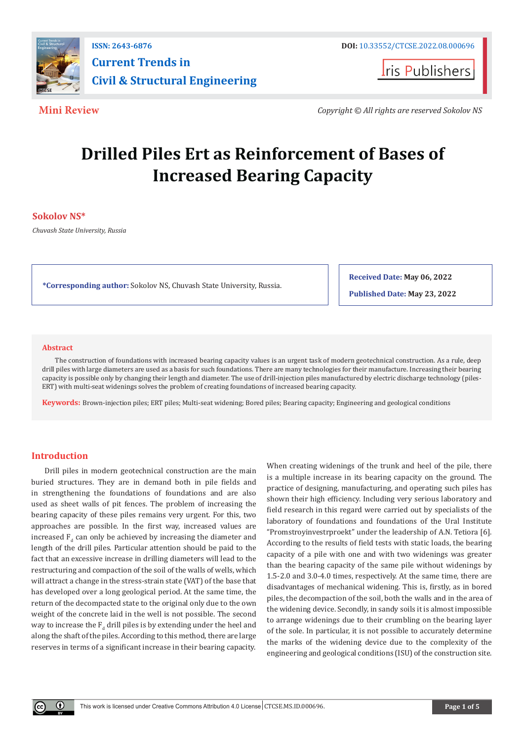ISSN: 2643-6876

DOI: 10.33552/CTCSE.2022.08.000696

# Current Trends in Civil & Structural Engineering

Iris Publishers

**Mini Review**

*Copyright © All rights are reserved Sokolov NS*

# Drilled Piles Ert as Reinforcement of Bases of Increased Bearing Capacity

**Sokolov NS***

*Chuvash State University, Russia*

**\*Corresponding author:** Sokolov NS, Chuvash State University, Russia.

**Received Date:** May 06, 2022

**Published Date:** May 23, 2022

## Abstract

The construction of foundations with increased bearing capacity values is an urgent task of modern geotechnical construction. As a rule, deep drill piles with large diameters are used as a basis for such foundations. There are many technologies for their manufacture. Increasing their bearing capacity is possible only by changing their length and diameter. The use of drill-injection piles manufactured by electric discharge technology (piles-ERT) with multi-seat widenings solves the problem of creating foundations of increased bearing capacity.

**Keywords:** Brown-injection piles; ERT piles; Multi-seat widening; Bored piles; Bearing capacity; Engineering and geological conditions

## Introduction

Drill piles in modern geotechnical construction are the main buried structures. They are in demand both in pile fields and in strengthening the foundations of foundations and are also used as sheet walls of pit fences. The problem of increasing the bearing capacity of these piles remains very urgent. For this, two approaches are possible. In the first way, increased values are increased $F_d$ can only be achieved by increasing the diameter and length of the drill piles. Particular attention should be paid to the fact that an excessive increase in drilling diameters will lead to the restructuring and compaction of the soil of the walls of wells, which will attract a change in the stress-strain state (VAT) of the base that has developed over a long geological period. At the same time, the return of the decompacted state to the original only due to the own weight of the concrete laid in the well is not possible. The second way to increase the $F_d$ drill piles is by extending under the heel and along the shaft of the piles. According to this method, there are large reserves in terms of a significant increase in their bearing capacity. When creating widenings of the trunk and heel of the pile, there is a multiple increase in its bearing capacity on the ground. The practice of designing, manufacturing, and operating such piles has shown their high efficiency. Including very serious laboratory and field research in this regard were carried out by specialists of the laboratory of foundations and foundations of the Ural Institute "Promstroyinvestrproekt" under the leadership of A.N. Tetiora [6]. According to the results of field tests with static loads, the bearing capacity of a pile with one and with two widenings was greater than the bearing capacity of the same pile without widenings by 1.5-2.0 and 3.0-4.0 times, respectively. At the same time, there are disadvantages of mechanical widening. This is, firstly, as in bored piles, the decompaction of the soil, both the walls and in the area of the widening device. Secondly, in sandy soils it is almost impossible to arrange widenings due to their crumbling on the bearing layer of the sole. In particular, it is not possible to accurately determine the marks of the widening device due to the complexity of the engineering and geological conditions (ISU) of the construction site.

This work is licensed under Creative Commons Attribution 4.0 License | CTCSE.MS.ID.000696.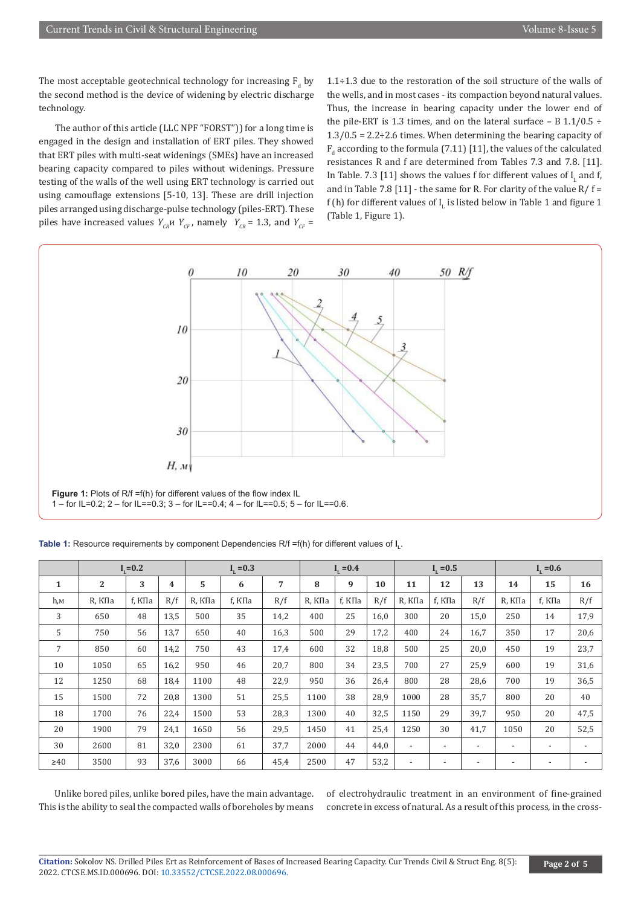The most acceptable geotechnical technology for increasing $F_d$ by the second method is the device of widening by electric discharge technology.

The author of this article (LLC NPF "FORST")) for a long time is engaged in the design and installation of ERT piles. They showed that ERT piles with multi-seat widenings (SMEs) have an increased bearing capacity compared to piles without widenings. Pressure testing of the walls of the well using ERT technology is carried out using camouflage extensions [5-10, 13]. These are drill injection piles arranged using discharge-pulse technology (piles-ERT). These piles have increased values $Y_{CR}$и $Y_{CF}$, namely $Y_{CR}$ = 1.3, and $Y_{CF}$ = 1.1÷1.3 due to the restoration of the soil structure of the walls of the wells, and in most cases - its compaction beyond natural values. Thus, the increase in bearing capacity under the lower end of the pile-ERT is 1.3 times, and on the lateral surface – B 1.1/0.5 ÷ 1.3/0.5 = 2.2÷2.6 times. When determining the bearing capacity of $F_d$ according to the formula (7.11) [11], the values of the calculated resistances R and f are determined from Tables 7.3 and 7.8. [11]. In Table. 7.3 [11] shows the values f for different values of $I_L$ and f, and in Table 7.8 [11] - the same for R. For clarity of the value R/ f = f (h) for different values of $I_L$ is listed below in Table 1 and figure 1 (Table 1, Figure 1).

**Figure 1:** Plots of R/f =f(h) for different values of the flow index IL
1 – for IL=0.2; 2 – for IL==0.3; 3 – for IL==0.4; 4 – for IL==0.5; 5 – for IL==0.6.

**Table 1:** Resource requirements by component Dependencies R/f =f(h) for different values of $I_L$.

| | $I_L$=0.2 | | | $I_L$ =0.3 | | | $I_L$ =0.4 | | | $I_L$ =0.5 | | | $I_L$ =0.6 | | |
|---|---|---|---|---|---|---|---|---|---|---|---|---|---|---|---|
| 1 | 2 | 3 | 4 | 5 | 6 | 7 | 8 | 9 | 10 | 11 | 12 | 13 | 14 | 15 | 16 |
| h,м | R, КПа | f, КПа | R/f | R, КПа | f, КПа | R/f | R, КПа | f, КПа | R/f | R, КПа | f, КПа | R/f | R, КПа | f, КПа | R/f |
| 3 | 650 | 48 | 13,5 | 500 | 35 | 14,2 | 400 | 25 | 16,0 | 300 | 20 | 15,0 | 250 | 14 | 17,9 |
| 5 | 750 | 56 | 13,7 | 650 | 40 | 16,3 | 500 | 29 | 17,2 | 400 | 24 | 16,7 | 350 | 17 | 20,6 |
| 7 | 850 | 60 | 14,2 | 750 | 43 | 17,4 | 600 | 32 | 18,8 | 500 | 25 | 20,0 | 450 | 19 | 23,7 |
| 10 | 1050 | 65 | 16,2 | 950 | 46 | 20,7 | 800 | 34 | 23,5 | 700 | 27 | 25,9 | 600 | 19 | 31,6 |
| 12 | 1250 | 68 | 18,4 | 1100 | 48 | 22,9 | 950 | 36 | 26,4 | 800 | 28 | 28,6 | 700 | 19 | 36,5 |
| 15 | 1500 | 72 | 20,8 | 1300 | 51 | 25,5 | 1100 | 38 | 28,9 | 1000 | 28 | 35,7 | 800 | 20 | 40 |
| 18 | 1700 | 76 | 22,4 | 1500 | 53 | 28,3 | 1300 | 40 | 32,5 | 1150 | 29 | 39,7 | 950 | 20 | 47,5 |
| 20 | 1900 | 79 | 24,1 | 1650 | 56 | 29,5 | 1450 | 41 | 25,4 | 1250 | 30 | 41,7 | 1050 | 20 | 52,5 |
| 30 | 2600 | 81 | 32,0 | 2300 | 61 | 37,7 | 2000 | 44 | 44,0 | - | - | - | - | - | - |
| ≥40 | 3500 | 93 | 37,6 | 3000 | 66 | 45,4 | 2500 | 47 | 53,2 | - | - | - | - | - | - |

Unlike bored piles, unlike bored piles, have the main advantage. This is the ability to seal the compacted walls of boreholes by means of electrohydraulic treatment in an environment of fine-grained concrete in excess of natural. As a result of this process, in the cross-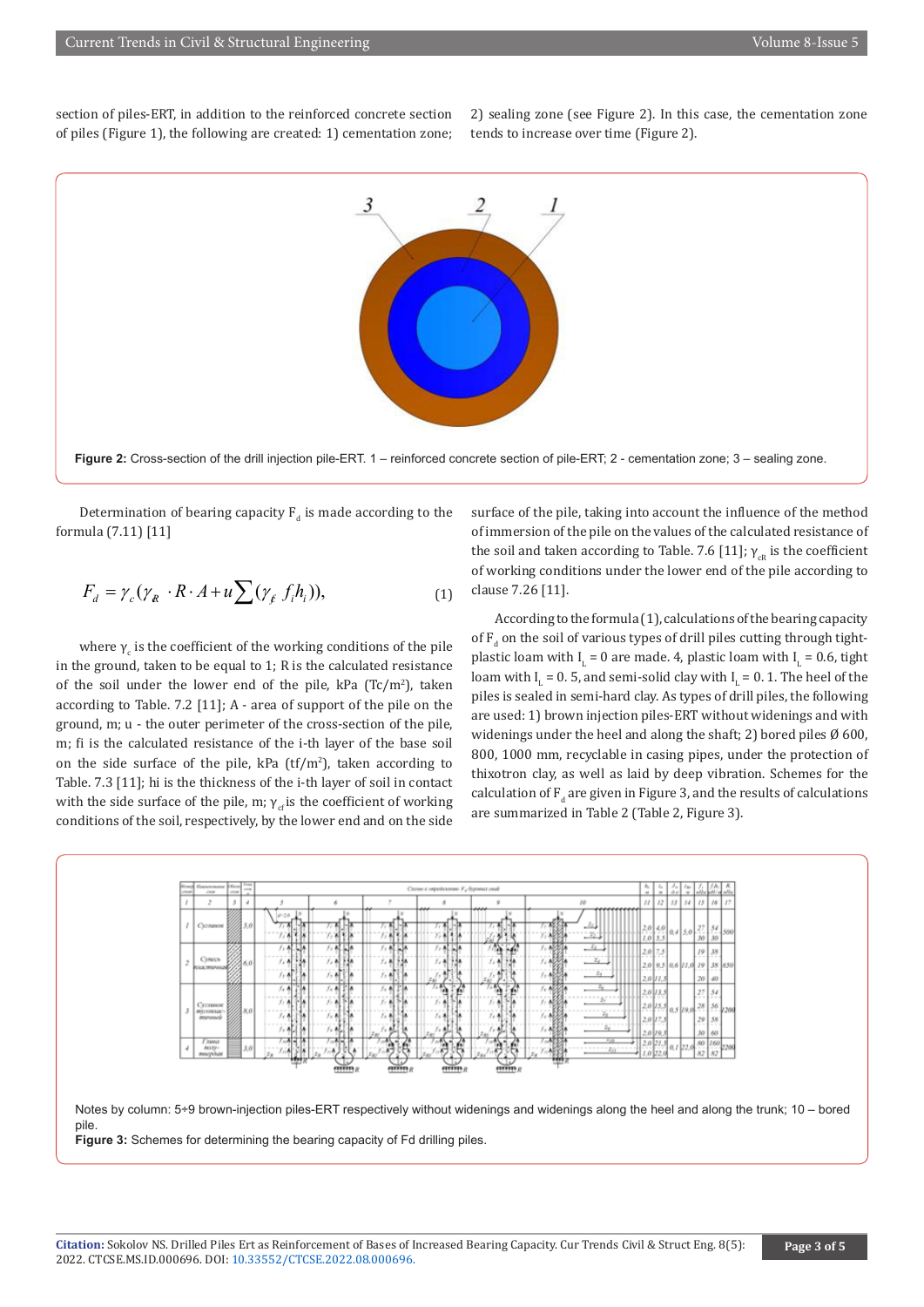section of piles-ERT, in addition to the reinforced concrete section of piles (Figure 1), the following are created: 1) cementation zone; 2) sealing zone (see Figure 2). In this case, the cementation zone tends to increase over time (Figure 2).

**Figure 2:** Cross-section of the drill injection pile-ERT. 1 – reinforced concrete section of pile-ERT; 2 - cementation zone; 3 – sealing zone.

Determination of bearing capacity $F_d$ is made according to the formula (7.11) [11]

$$F_d = \gamma_c(\gamma_{cR} \cdot R \cdot A + u\sum(\gamma_{cf} f_i h_i)), \tag{1}$$

where $\gamma_c$ is the coefficient of the working conditions of the pile in the ground, taken to be equal to 1; R is the calculated resistance of the soil under the lower end of the pile, kPa (Tc/m²), taken according to Table. 7.2 [11]; A - area of support of the pile on the ground, m; u - the outer perimeter of the cross-section of the pile, m; fi is the calculated resistance of the i-th layer of the base soil on the side surface of the pile, kPa (tf/m²), taken according to Table. 7.3 [11]; hi is the thickness of the i-th layer of soil in contact with the side surface of the pile, m; $\gamma_{cf}$ is the coefficient of working conditions of the soil, respectively, by the lower end and on the side surface of the pile, taking into account the influence of the method of immersion of the pile on the values of the calculated resistance of the soil and taken according to Table. 7.6 [11]; $\gamma_{cR}$ is the coefficient of working conditions under the lower end of the pile according to clause 7.26 [11].

According to the formula (1), calculations of the bearing capacity of $F_d$ on the soil of various types of drill piles cutting through tight-plastic loam with $I_L$ = 0 are made. 4, plastic loam with $I_L$ = 0.6, tight loam with $I_L$ = 0. 5, and semi-solid clay with $I_L$ = 0. 1. The heel of the piles is sealed in semi-hard clay. As types of drill piles, the following are used: 1) brown injection piles-ERT without widenings and with widenings under the heel and along the shaft; 2) bored piles Ø 600, 800, 1000 mm, recyclable in casing pipes, under the protection of thixotron clay, as well as laid by deep vibration. Schemes for the calculation of $F_d$ are given in Figure 3, and the results of calculations are summarized in Table 2 (Table 2, Figure 3).

Notes by column: 5÷9 brown-injection piles-ERT respectively without widenings and widenings along the heel and along the trunk; 10 – bored pile.

**Figure 3:** Schemes for determining the bearing capacity of Fd drilling piles.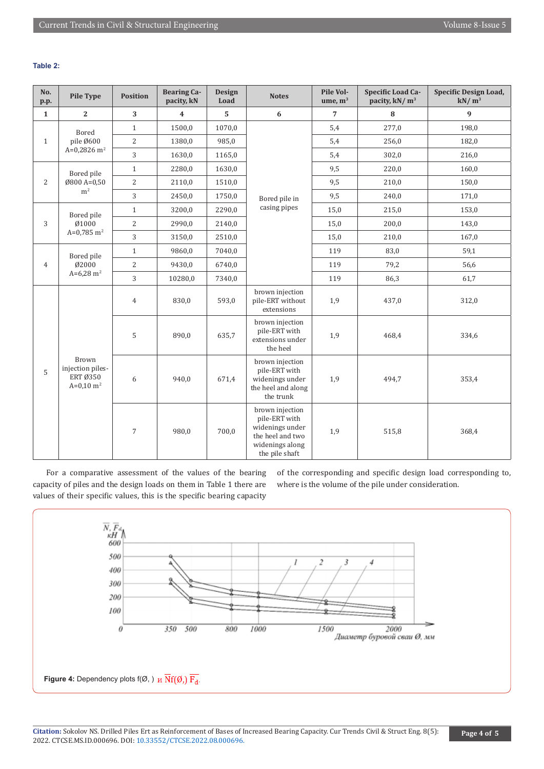**Table 2:**

| No. p.p. | Pile Type | Position | Bearing Capacity, kN | Design Load | Notes | Pile Volume, m³ | Specific Load Capacity, kN/ m³ | Specific Design Load, kN/ m³ |
|---|---|---|---|---|---|---|---|---|
| 1 | 2 | 3 | 4 | 5 | 6 | 7 | 8 | 9 |
| 1 | Bored pile Ø600 A=0,2826 m² | 1 | 1500,0 | 1070,0 | Bored pile in casing pipes | 5,4 | 277,0 | 198,0 |
| | | 2 | 1380,0 | 985,0 | | 5,4 | 256,0 | 182,0 |
| | | 3 | 1630,0 | 1165,0 | | 5,4 | 302,0 | 216,0 |
| 2 | Bored pile Ø800 A=0,50 m² | 1 | 2280,0 | 1630,0 | | 9,5 | 220,0 | 160,0 |
| | | 2 | 2110,0 | 1510,0 | | 9,5 | 210,0 | 150,0 |
| | | 3 | 2450,0 | 1750,0 | | 9,5 | 240,0 | 171,0 |
| 3 | Bored pile Ø1000 A=0,785 m² | 1 | 3200,0 | 2290,0 | | 15,0 | 215,0 | 153,0 |
| | | 2 | 2990,0 | 2140,0 | | 15,0 | 200,0 | 143,0 |
| | | 3 | 3150,0 | 2510,0 | | 15,0 | 210,0 | 167,0 |
| 4 | Bored pile Ø2000 A=6,28 m² | 1 | 9860,0 | 7040,0 | | 119 | 83,0 | 59,1 |
| | | 2 | 9430,0 | 6740,0 | | 119 | 79,2 | 56,6 |
| | | 3 | 10280,0 | 7340,0 | | 119 | 86,3 | 61,7 |
| 5 | Brown injection piles-ERT Ø350 A=0,10 m² | 4 | 830,0 | 593,0 | brown injection pile-ERT without extensions | 1,9 | 437,0 | 312,0 |
| | | 5 | 890,0 | 635,7 | brown injection pile-ERT with extensions under the heel | 1,9 | 468,4 | 334,6 |
| | | 6 | 940,0 | 671,4 | brown injection pile-ERT with widenings under the heel and along the trunk | 1,9 | 494,7 | 353,4 |
| | | 7 | 980,0 | 700,0 | brown injection pile-ERT with widenings under the heel and two widenings along the pile shaft | 1,9 | 515,8 | 368,4 |

For a comparative assessment of the values of the bearing capacity of piles and the design loads on them in Table 1 there are values of their specific values, this is the specific bearing capacity of the corresponding and specific design load corresponding to, where is the volume of the pile under consideration.

Figure 4: Dependency plots f(Ø, ) и $\overline{N}f(Ø,)$ $\overline{F_d}$.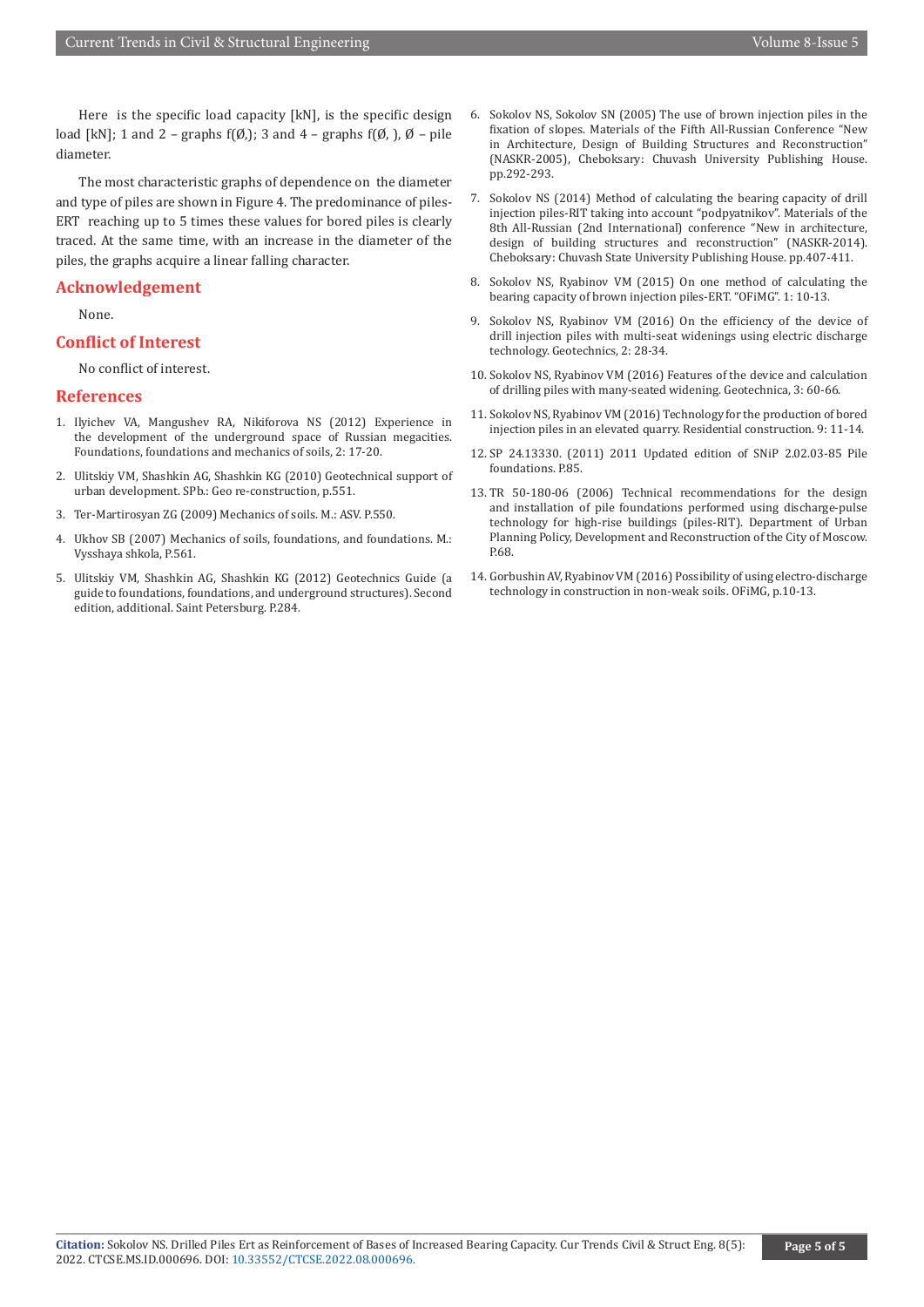Here is the specific load capacity [kN], is the specific design load [kN]; 1 and 2 – graphs f(Ø,); 3 and 4 – graphs f(Ø, ), Ø – pile diameter.

The most characteristic graphs of dependence on the diameter and type of piles are shown in Figure 4. The predominance of piles-ERT reaching up to 5 times these values for bored piles is clearly traced. At the same time, with an increase in the diameter of the piles, the graphs acquire a linear falling character.

## Acknowledgement

None.

## Conflict of Interest

No conflict of interest.

## References

1. Ilyichev VA, Mangushev RA, Nikiforova NS (2012) Experience in the development of the underground space of Russian megacities. Foundations, foundations and mechanics of soils, 2: 17-20.
2. Ulitskiy VM, Shashkin AG, Shashkin KG (2010) Geotechnical support of urban development. SPb.: Geo re-construction, p.551.
3. Ter-Martirosyan ZG (2009) Mechanics of soils. M.: ASV. P.550.
4. Ukhov SB (2007) Mechanics of soils, foundations, and foundations. M.: Vysshaya shkola, P.561.
5. Ulitskiy VM, Shashkin AG, Shashkin KG (2012) Geotechnics Guide (a guide to foundations, foundations, and underground structures). Second edition, additional. Saint Petersburg. P.284.
6. Sokolov NS, Sokolov SN (2005) The use of brown injection piles in the fixation of slopes. Materials of the Fifth All-Russian Conference "New in Architecture, Design of Building Structures and Reconstruction" (NASKR-2005), Cheboksary: Chuvash University Publishing House. pp.292-293.
7. Sokolov NS (2014) Method of calculating the bearing capacity of drill injection piles-RIT taking into account "podpyatnikov". Materials of the 8th All-Russian (2nd International) conference "New in architecture, design of building structures and reconstruction" (NASKR-2014). Cheboksary: Chuvash State University Publishing House. pp.407-411.
8. Sokolov NS, Ryabinov VM (2015) On one method of calculating the bearing capacity of brown injection piles-ERT. "OFiMG". 1: 10-13.
9. Sokolov NS, Ryabinov VM (2016) On the efficiency of the device of drill injection piles with multi-seat widenings using electric discharge technology. Geotechnics, 2: 28-34.
10. Sokolov NS, Ryabinov VM (2016) Features of the device and calculation of drilling piles with many-seated widening. Geotechnica, 3: 60-66.
11. Sokolov NS, Ryabinov VM (2016) Technology for the production of bored injection piles in an elevated quarry. Residential construction. 9: 11-14.
12. SP 24.13330. (2011) 2011 Updated edition of SNiP 2.02.03-85 Pile foundations. P.85.
13. TR 50-180-06 (2006) Technical recommendations for the design and installation of pile foundations performed using discharge-pulse technology for high-rise buildings (piles-RIT). Department of Urban Planning Policy, Development and Reconstruction of the City of Moscow. P.68.
14. Gorbushin AV, Ryabinov VM (2016) Possibility of using electro-discharge technology in construction in non-weak soils. OFiMG, p.10-13.

**Citation:** Sokolov NS. Drilled Piles Ert as Reinforcement of Bases of Increased Bearing Capacity. Cur Trends Civil & Struct Eng. 8(5): 2022. CTCSE.MS.ID.000696. DOI: 10.33552/CTCSE.2022.08.000696.